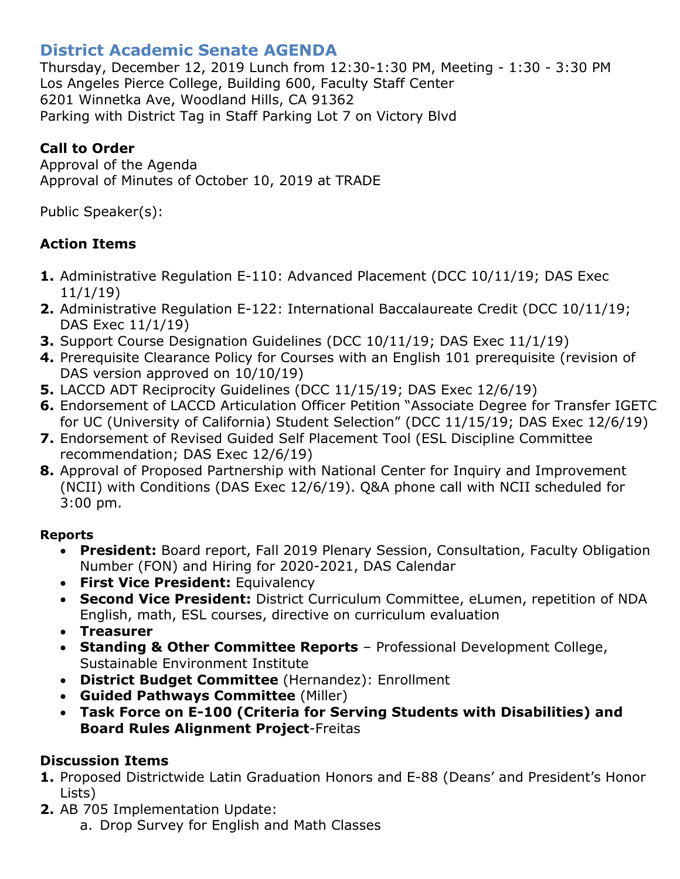# District Academic Senate AGENDA

Thursday, December 12, 2019 Lunch from 12:30-1:30 PM, Meeting - 1:30 - 3:30 PM
Los Angeles Pierce College, Building 600, Faculty Staff Center
6201 Winnetka Ave, Woodland Hills, CA 91362
Parking with District Tag in Staff Parking Lot 7 on Victory Blvd

**Call to Order**
Approval of the Agenda
Approval of Minutes of October 10, 2019 at TRADE

Public Speaker(s):

## Action Items

1. Administrative Regulation E-110: Advanced Placement (DCC 10/11/19; DAS Exec 11/1/19)
2. Administrative Regulation E-122: International Baccalaureate Credit (DCC 10/11/19; DAS Exec 11/1/19)
3. Support Course Designation Guidelines (DCC 10/11/19; DAS Exec 11/1/19)
4. Prerequisite Clearance Policy for Courses with an English 101 prerequisite (revision of DAS version approved on 10/10/19)
5. LACCD ADT Reciprocity Guidelines (DCC 11/15/19; DAS Exec 12/6/19)
6. Endorsement of LACCD Articulation Officer Petition "Associate Degree for Transfer IGETC for UC (University of California) Student Selection" (DCC 11/15/19; DAS Exec 12/6/19)
7. Endorsement of Revised Guided Self Placement Tool (ESL Discipline Committee recommendation; DAS Exec 12/6/19)
8. Approval of Proposed Partnership with National Center for Inquiry and Improvement (NCII) with Conditions (DAS Exec 12/6/19). Q&A phone call with NCII scheduled for 3:00 pm.

**Reports**

- **President:** Board report, Fall 2019 Plenary Session, Consultation, Faculty Obligation Number (FON) and Hiring for 2020-2021, DAS Calendar
- **First Vice President:** Equivalency
- **Second Vice President:** District Curriculum Committee, eLumen, repetition of NDA English, math, ESL courses, directive on curriculum evaluation
- **Treasurer**
- **Standing & Other Committee Reports** – Professional Development College, Sustainable Environment Institute
- **District Budget Committee** (Hernandez): Enrollment
- **Guided Pathways Committee** (Miller)
- **Task Force on E-100 (Criteria for Serving Students with Disabilities) and Board Rules Alignment Project**-Freitas

## Discussion Items

1. Proposed Districtwide Latin Graduation Honors and E-88 (Deans' and President's Honor Lists)
2. AB 705 Implementation Update:
   a. Drop Survey for English and Math Classes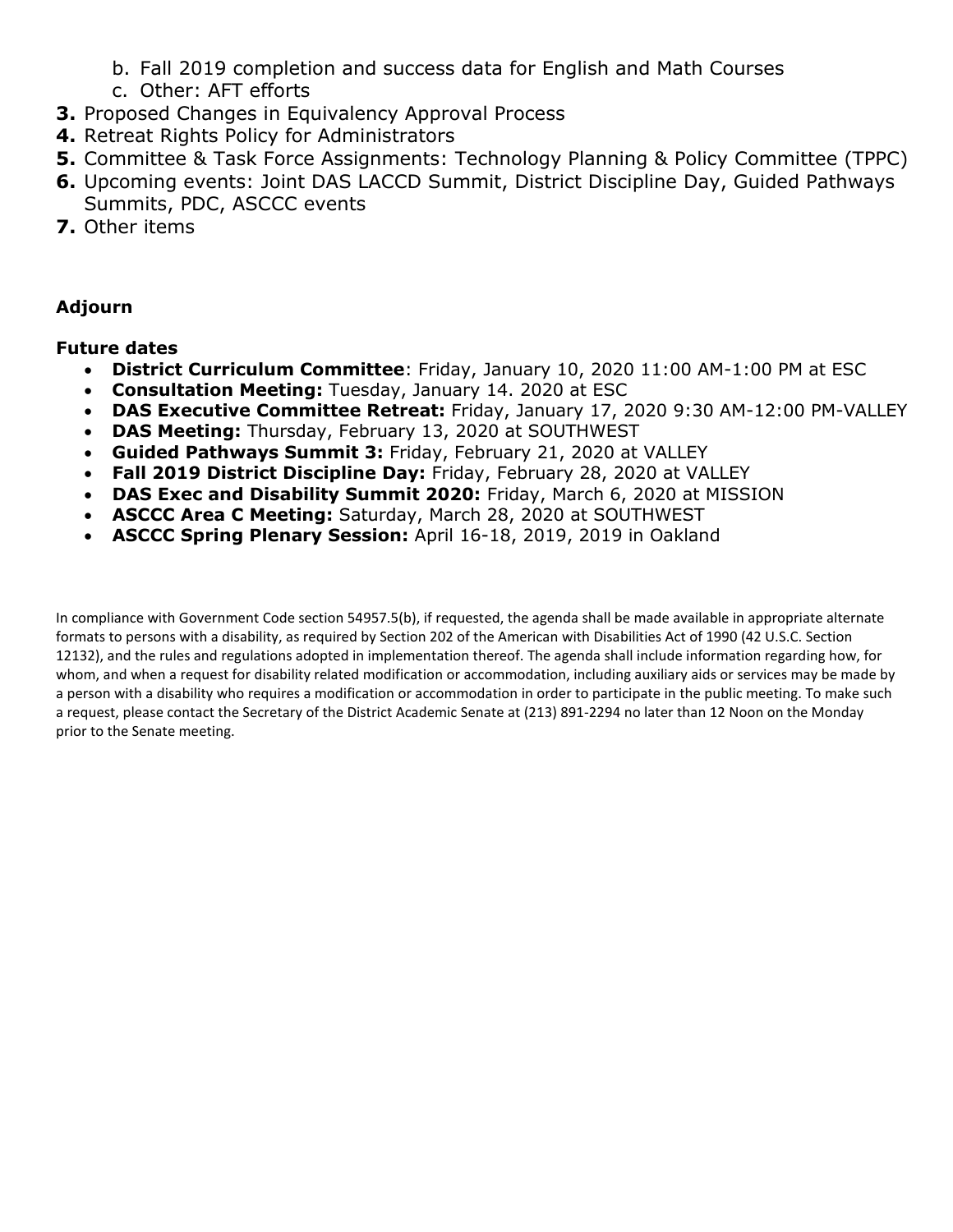b. Fall 2019 completion and success data for English and Math Courses
   c. Other: AFT efforts
3. Proposed Changes in Equivalency Approval Process
4. Retreat Rights Policy for Administrators
5. Committee & Task Force Assignments: Technology Planning & Policy Committee (TPPC)
6. Upcoming events: Joint DAS LACCD Summit, District Discipline Day, Guided Pathways Summits, PDC, ASCCC events
7. Other items

**Adjourn**

**Future dates**

- **District Curriculum Committee**: Friday, January 10, 2020 11:00 AM-1:00 PM at ESC
- **Consultation Meeting:** Tuesday, January 14. 2020 at ESC
- **DAS Executive Committee Retreat:** Friday, January 17, 2020 9:30 AM-12:00 PM-VALLEY
- **DAS Meeting:** Thursday, February 13, 2020 at SOUTHWEST
- **Guided Pathways Summit 3:** Friday, February 21, 2020 at VALLEY
- **Fall 2019 District Discipline Day:** Friday, February 28, 2020 at VALLEY
- **DAS Exec and Disability Summit 2020:** Friday, March 6, 2020 at MISSION
- **ASCCC Area C Meeting:** Saturday, March 28, 2020 at SOUTHWEST
- **ASCCC Spring Plenary Session:** April 16-18, 2019, 2019 in Oakland

In compliance with Government Code section 54957.5(b), if requested, the agenda shall be made available in appropriate alternate formats to persons with a disability, as required by Section 202 of the American with Disabilities Act of 1990 (42 U.S.C. Section 12132), and the rules and regulations adopted in implementation thereof. The agenda shall include information regarding how, for whom, and when a request for disability related modification or accommodation, including auxiliary aids or services may be made by a person with a disability who requires a modification or accommodation in order to participate in the public meeting. To make such a request, please contact the Secretary of the District Academic Senate at (213) 891-2294 no later than 12 Noon on the Monday prior to the Senate meeting.